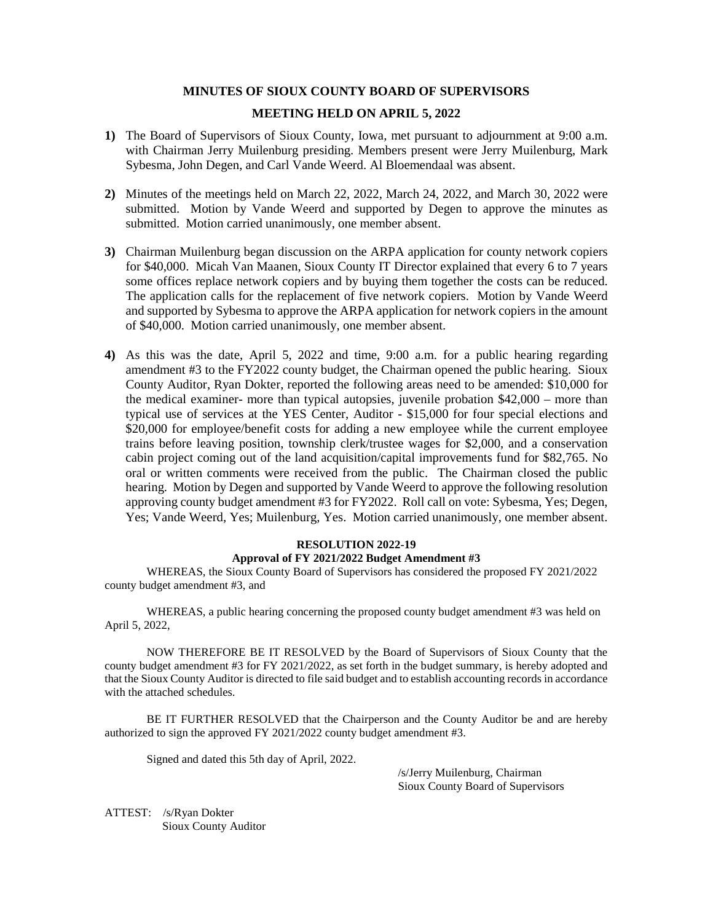# MINUTES OF SIOUX COUNTY BOARD OF SUPERVISORS

## MEETING HELD ON APRIL 5, 2022

**1)** The Board of Supervisors of Sioux County, Iowa, met pursuant to adjournment at 9:00 a.m. with Chairman Jerry Muilenburg presiding. Members present were Jerry Muilenburg, Mark Sybesma, John Degen, and Carl Vande Weerd. Al Bloemendaal was absent.

**2)** Minutes of the meetings held on March 22, 2022, March 24, 2022, and March 30, 2022 were submitted. Motion by Vande Weerd and supported by Degen to approve the minutes as submitted. Motion carried unanimously, one member absent.

**3)** Chairman Muilenburg began discussion on the ARPA application for county network copiers for $40,000. Micah Van Maanen, Sioux County IT Director explained that every 6 to 7 years some offices replace network copiers and by buying them together the costs can be reduced. The application calls for the replacement of five network copiers. Motion by Vande Weerd and supported by Sybesma to approve the ARPA application for network copiers in the amount of $40,000. Motion carried unanimously, one member absent.

**4)** As this was the date, April 5, 2022 and time, 9:00 a.m. for a public hearing regarding amendment #3 to the FY2022 county budget, the Chairman opened the public hearing. Sioux County Auditor, Ryan Dokter, reported the following areas need to be amended: $10,000 for the medical examiner- more than typical autopsies, juvenile probation $42,000 – more than typical use of services at the YES Center, Auditor - $15,000 for four special elections and $20,000 for employee/benefit costs for adding a new employee while the current employee trains before leaving position, township clerk/trustee wages for $2,000, and a conservation cabin project coming out of the land acquisition/capital improvements fund for $82,765. No oral or written comments were received from the public. The Chairman closed the public hearing. Motion by Degen and supported by Vande Weerd to approve the following resolution approving county budget amendment #3 for FY2022. Roll call on vote: Sybesma, Yes; Degen, Yes; Vande Weerd, Yes; Muilenburg, Yes. Motion carried unanimously, one member absent.

**RESOLUTION 2022-19**
**Approval of FY 2021/2022 Budget Amendment #3**

WHEREAS, the Sioux County Board of Supervisors has considered the proposed FY 2021/2022 county budget amendment #3, and

WHEREAS, a public hearing concerning the proposed county budget amendment #3 was held on April 5, 2022,

NOW THEREFORE BE IT RESOLVED by the Board of Supervisors of Sioux County that the county budget amendment #3 for FY 2021/2022, as set forth in the budget summary, is hereby adopted and that the Sioux County Auditor is directed to file said budget and to establish accounting records in accordance with the attached schedules.

BE IT FURTHER RESOLVED that the Chairperson and the County Auditor be and are hereby authorized to sign the approved FY 2021/2022 county budget amendment #3.

Signed and dated this 5th day of April, 2022.

/s/Jerry Muilenburg, Chairman
Sioux County Board of Supervisors

ATTEST: /s/Ryan Dokter
Sioux County Auditor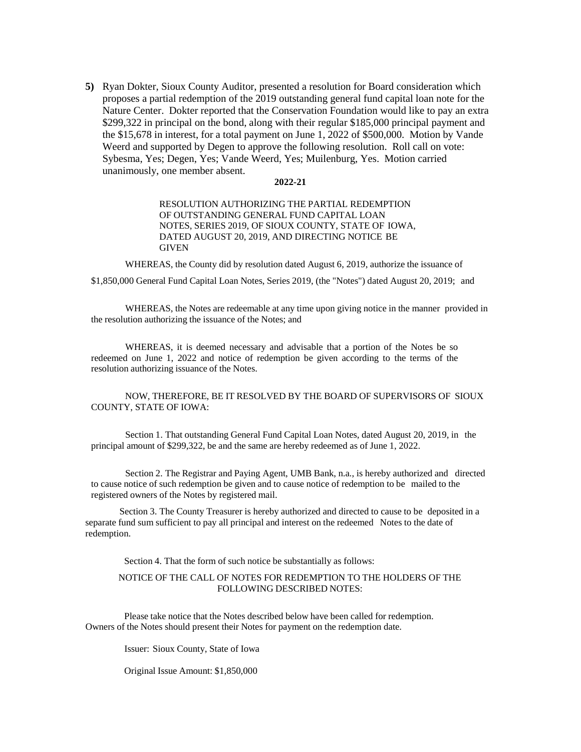**5)** Ryan Dokter, Sioux County Auditor, presented a resolution for Board consideration which proposes a partial redemption of the 2019 outstanding general fund capital loan note for the Nature Center. Dokter reported that the Conservation Foundation would like to pay an extra $299,322 in principal on the bond, along with their regular $185,000 principal payment and the $15,678 in interest, for a total payment on June 1, 2022 of $500,000. Motion by Vande Weerd and supported by Degen to approve the following resolution. Roll call on vote: Sybesma, Yes; Degen, Yes; Vande Weerd, Yes; Muilenburg, Yes. Motion carried unanimously, one member absent.

**2022-21**

RESOLUTION AUTHORIZING THE PARTIAL REDEMPTION OF OUTSTANDING GENERAL FUND CAPITAL LOAN NOTES, SERIES 2019, OF SIOUX COUNTY, STATE OF IOWA, DATED AUGUST 20, 2019, AND DIRECTING NOTICE BE GIVEN

WHEREAS, the County did by resolution dated August 6, 2019, authorize the issuance of $1,850,000 General Fund Capital Loan Notes, Series 2019, (the "Notes") dated August 20, 2019; and

WHEREAS, the Notes are redeemable at any time upon giving notice in the manner provided in the resolution authorizing the issuance of the Notes; and

WHEREAS, it is deemed necessary and advisable that a portion of the Notes be so redeemed on June 1, 2022 and notice of redemption be given according to the terms of the resolution authorizing issuance of the Notes.

NOW, THEREFORE, BE IT RESOLVED BY THE BOARD OF SUPERVISORS OF SIOUX COUNTY, STATE OF IOWA:

Section 1. That outstanding General Fund Capital Loan Notes, dated August 20, 2019, in the principal amount of $299,322, be and the same are hereby redeemed as of June 1, 2022.

Section 2. The Registrar and Paying Agent, UMB Bank, n.a., is hereby authorized and directed to cause notice of such redemption be given and to cause notice of redemption to be mailed to the registered owners of the Notes by registered mail.

Section 3. The County Treasurer is hereby authorized and directed to cause to be deposited in a separate fund sum sufficient to pay all principal and interest on the redeemed Notes to the date of redemption.

Section 4. That the form of such notice be substantially as follows:

NOTICE OF THE CALL OF NOTES FOR REDEMPTION TO THE HOLDERS OF THE FOLLOWING DESCRIBED NOTES:

Please take notice that the Notes described below have been called for redemption. Owners of the Notes should present their Notes for payment on the redemption date.

Issuer: Sioux County, State of Iowa

Original Issue Amount: $1,850,000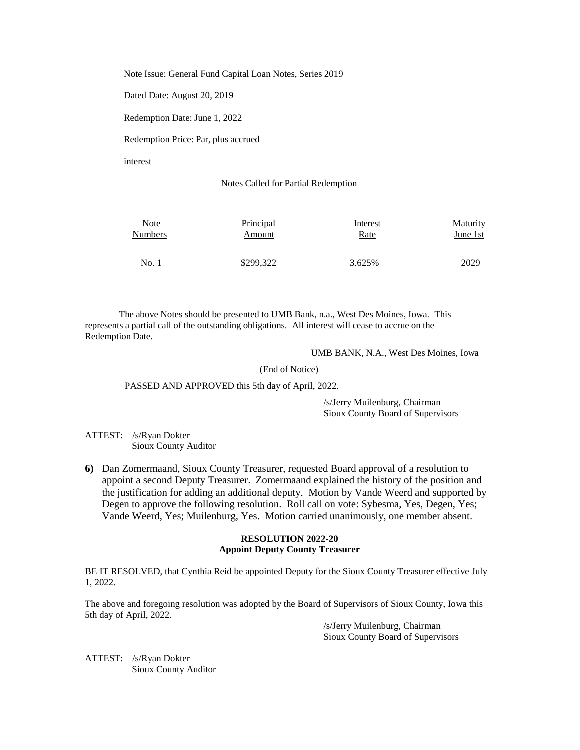Note Issue: General Fund Capital Loan Notes, Series 2019

Dated Date: August 20, 2019

Redemption Date: June 1, 2022

Redemption Price: Par, plus accrued

interest

Notes Called for Partial Redemption

| Note Numbers | Principal Amount | Interest Rate | Maturity June 1st |
|---|---|---|---|
| No. 1 | $299,322 | 3.625% | 2029 |

The above Notes should be presented to UMB Bank, n.a., West Des Moines, Iowa. This represents a partial call of the outstanding obligations. All interest will cease to accrue on the Redemption Date.

UMB BANK, N.A., West Des Moines, Iowa

(End of Notice)

PASSED AND APPROVED this 5th day of April, 2022.

/s/Jerry Muilenburg, Chairman
Sioux County Board of Supervisors

ATTEST: /s/Ryan Dokter
Sioux County Auditor

**6)** Dan Zomermaand, Sioux County Treasurer, requested Board approval of a resolution to appoint a second Deputy Treasurer. Zomermaand explained the history of the position and the justification for adding an additional deputy. Motion by Vande Weerd and supported by Degen to approve the following resolution. Roll call on vote: Sybesma, Yes, Degen, Yes; Vande Weerd, Yes; Muilenburg, Yes. Motion carried unanimously, one member absent.

**RESOLUTION 2022-20**
**Appoint Deputy County Treasurer**

BE IT RESOLVED, that Cynthia Reid be appointed Deputy for the Sioux County Treasurer effective July 1, 2022.

The above and foregoing resolution was adopted by the Board of Supervisors of Sioux County, Iowa this 5th day of April, 2022.

/s/Jerry Muilenburg, Chairman
Sioux County Board of Supervisors

ATTEST: /s/Ryan Dokter
Sioux County Auditor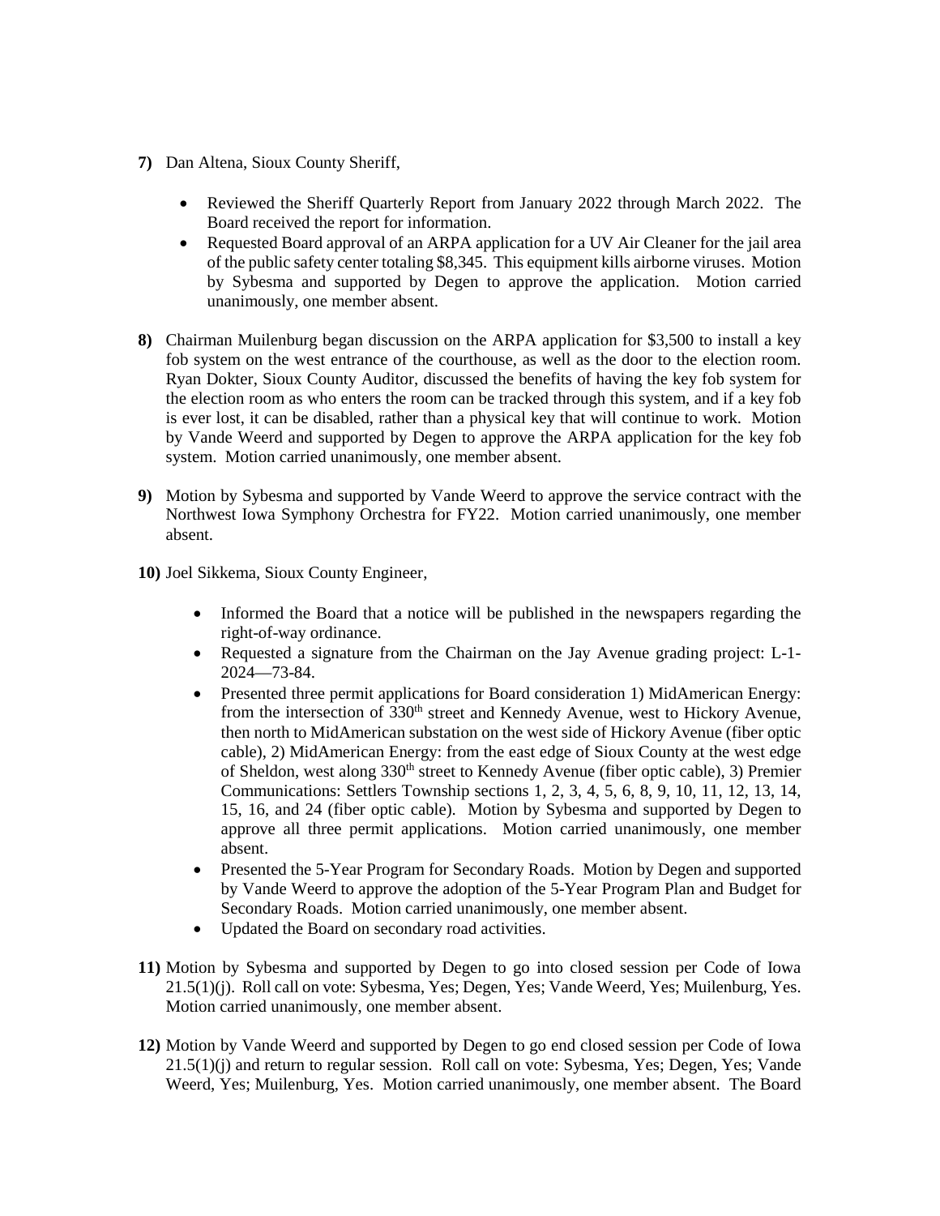**7)** Dan Altena, Sioux County Sheriff,

- Reviewed the Sheriff Quarterly Report from January 2022 through March 2022. The Board received the report for information.
- Requested Board approval of an ARPA application for a UV Air Cleaner for the jail area of the public safety center totaling $8,345. This equipment kills airborne viruses. Motion by Sybesma and supported by Degen to approve the application. Motion carried unanimously, one member absent.

**8)** Chairman Muilenburg began discussion on the ARPA application for $3,500 to install a key fob system on the west entrance of the courthouse, as well as the door to the election room. Ryan Dokter, Sioux County Auditor, discussed the benefits of having the key fob system for the election room as who enters the room can be tracked through this system, and if a key fob is ever lost, it can be disabled, rather than a physical key that will continue to work. Motion by Vande Weerd and supported by Degen to approve the ARPA application for the key fob system. Motion carried unanimously, one member absent.

**9)** Motion by Sybesma and supported by Vande Weerd to approve the service contract with the Northwest Iowa Symphony Orchestra for FY22. Motion carried unanimously, one member absent.

**10)** Joel Sikkema, Sioux County Engineer,

- Informed the Board that a notice will be published in the newspapers regarding the right-of-way ordinance.
- Requested a signature from the Chairman on the Jay Avenue grading project: L-1-2024—73-84.
- Presented three permit applications for Board consideration 1) MidAmerican Energy: from the intersection of 330th street and Kennedy Avenue, west to Hickory Avenue, then north to MidAmerican substation on the west side of Hickory Avenue (fiber optic cable), 2) MidAmerican Energy: from the east edge of Sioux County at the west edge of Sheldon, west along 330th street to Kennedy Avenue (fiber optic cable), 3) Premier Communications: Settlers Township sections 1, 2, 3, 4, 5, 6, 8, 9, 10, 11, 12, 13, 14, 15, 16, and 24 (fiber optic cable). Motion by Sybesma and supported by Degen to approve all three permit applications. Motion carried unanimously, one member absent.
- Presented the 5-Year Program for Secondary Roads. Motion by Degen and supported by Vande Weerd to approve the adoption of the 5-Year Program Plan and Budget for Secondary Roads. Motion carried unanimously, one member absent.
- Updated the Board on secondary road activities.

**11)** Motion by Sybesma and supported by Degen to go into closed session per Code of Iowa 21.5(1)(j). Roll call on vote: Sybesma, Yes; Degen, Yes; Vande Weerd, Yes; Muilenburg, Yes. Motion carried unanimously, one member absent.

**12)** Motion by Vande Weerd and supported by Degen to go end closed session per Code of Iowa 21.5(1)(j) and return to regular session. Roll call on vote: Sybesma, Yes; Degen, Yes; Vande Weerd, Yes; Muilenburg, Yes. Motion carried unanimously, one member absent. The Board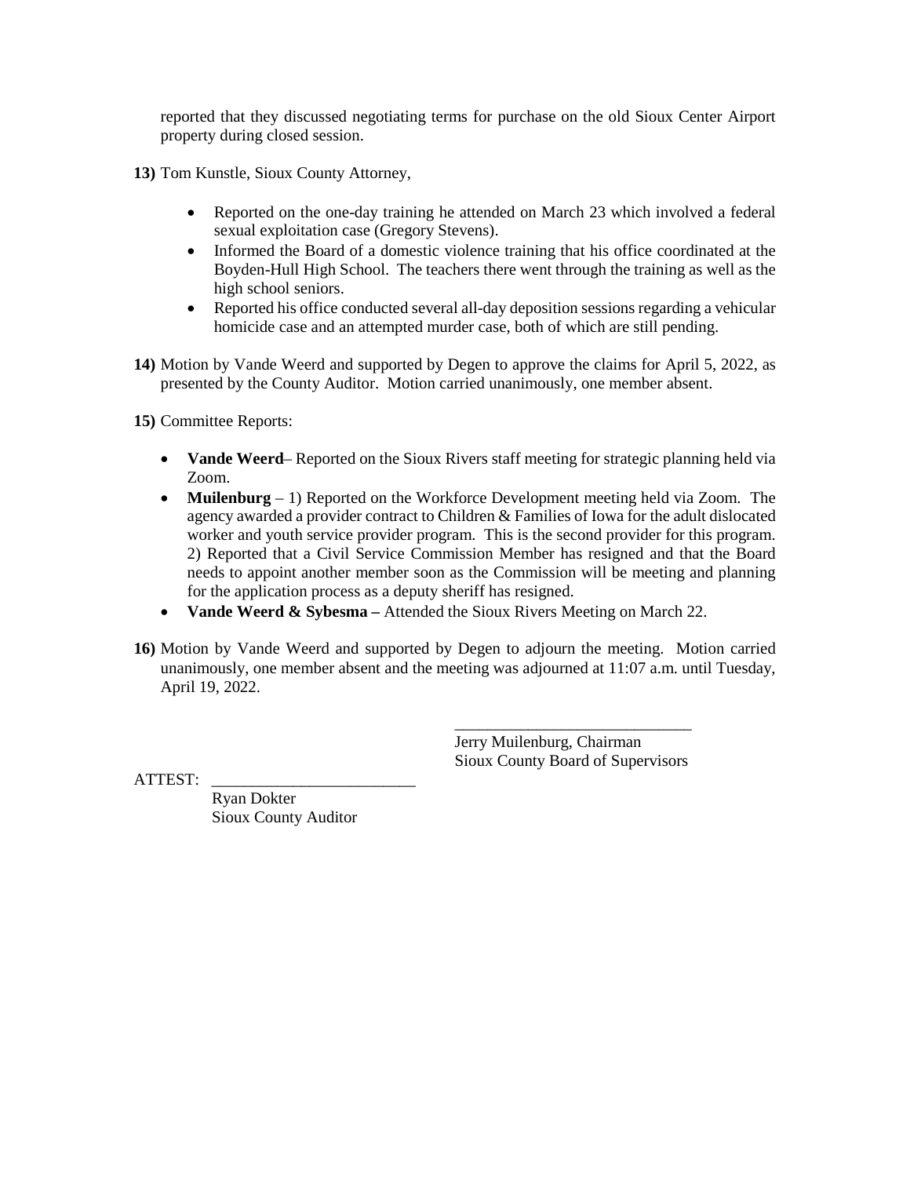reported that they discussed negotiating terms for purchase on the old Sioux Center Airport property during closed session.

**13)** Tom Kunstle, Sioux County Attorney,

- Reported on the one-day training he attended on March 23 which involved a federal sexual exploitation case (Gregory Stevens).
- Informed the Board of a domestic violence training that his office coordinated at the Boyden-Hull High School. The teachers there went through the training as well as the high school seniors.
- Reported his office conducted several all-day deposition sessions regarding a vehicular homicide case and an attempted murder case, both of which are still pending.

**14)** Motion by Vande Weerd and supported by Degen to approve the claims for April 5, 2022, as presented by the County Auditor. Motion carried unanimously, one member absent.

**15)** Committee Reports:

- **Vande Weerd**– Reported on the Sioux Rivers staff meeting for strategic planning held via Zoom.
- **Muilenburg** – 1) Reported on the Workforce Development meeting held via Zoom. The agency awarded a provider contract to Children & Families of Iowa for the adult dislocated worker and youth service provider program. This is the second provider for this program. 2) Reported that a Civil Service Commission Member has resigned and that the Board needs to appoint another member soon as the Commission will be meeting and planning for the application process as a deputy sheriff has resigned.
- **Vande Weerd & Sybesma –** Attended the Sioux Rivers Meeting on March 22.

**16)** Motion by Vande Weerd and supported by Degen to adjourn the meeting. Motion carried unanimously, one member absent and the meeting was adjourned at 11:07 a.m. until Tuesday, April 19, 2022.

_____________________________
Jerry Muilenburg, Chairman
Sioux County Board of Supervisors

ATTEST: _________________________
Ryan Dokter
Sioux County Auditor